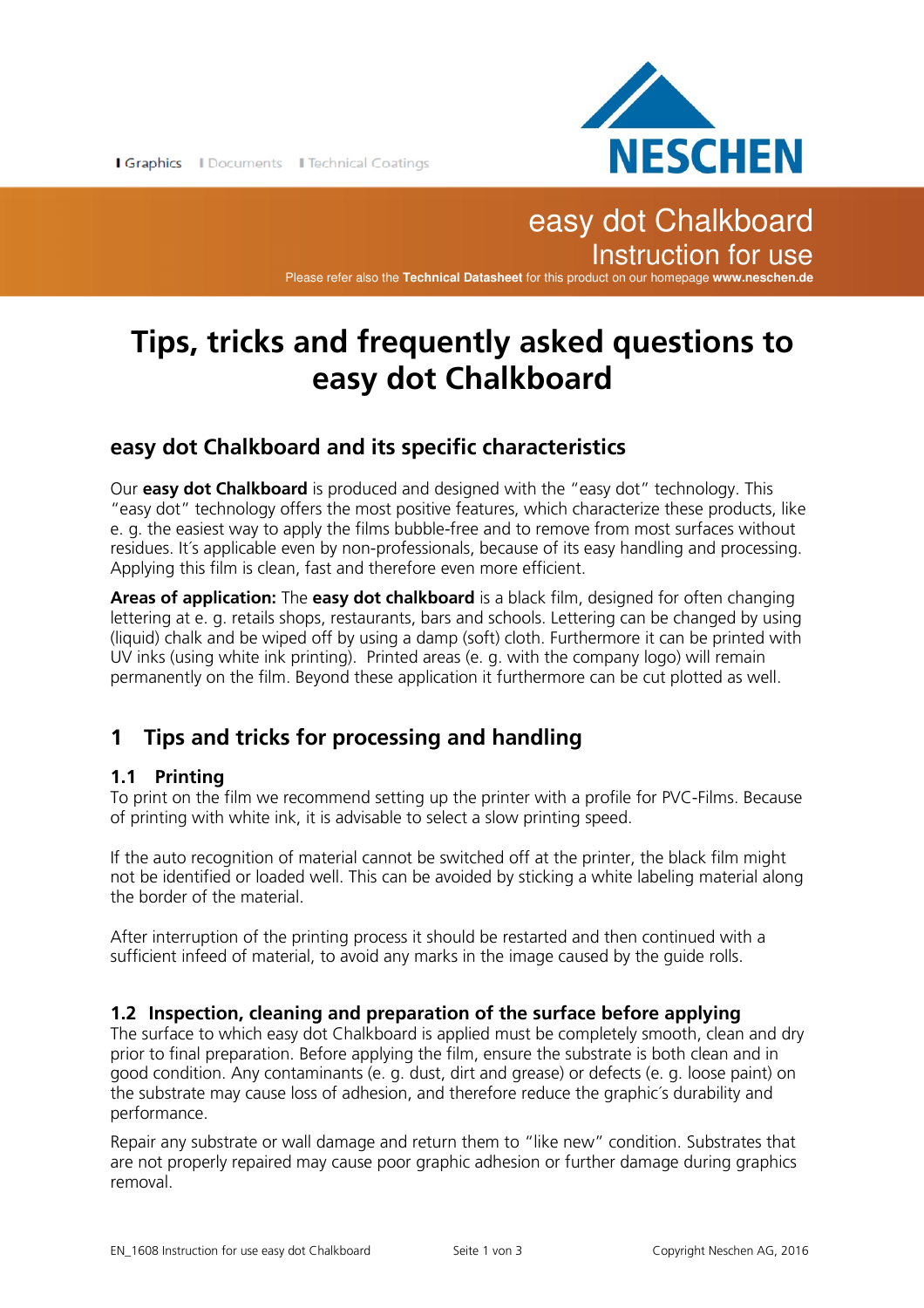I Graphics I Documents I Technical Coatings

NESCHEN

easy dot Chalkboard
Instruction for use

Please refer also the **Technical Datasheet** for this product on our homepage **www.neschen.de**

# Tips, tricks and frequently asked questions to easy dot Chalkboard

## easy dot Chalkboard and its specific characteristics

Our **easy dot Chalkboard** is produced and designed with the "easy dot" technology. This "easy dot" technology offers the most positive features, which characterize these products, like e. g. the easiest way to apply the films bubble-free and to remove from most surfaces without residues. It´s applicable even by non-professionals, because of its easy handling and processing. Applying this film is clean, fast and therefore even more efficient.

**Areas of application:** The **easy dot chalkboard** is a black film, designed for often changing lettering at e. g. retails shops, restaurants, bars and schools. Lettering can be changed by using (liquid) chalk and be wiped off by using a damp (soft) cloth. Furthermore it can be printed with UV inks (using white ink printing). Printed areas (e. g. with the company logo) will remain permanently on the film. Beyond these application it furthermore can be cut plotted as well.

## 1 Tips and tricks for processing and handling

### 1.1 Printing

To print on the film we recommend setting up the printer with a profile for PVC-Films. Because of printing with white ink, it is advisable to select a slow printing speed.

If the auto recognition of material cannot be switched off at the printer, the black film might not be identified or loaded well. This can be avoided by sticking a white labeling material along the border of the material.

After interruption of the printing process it should be restarted and then continued with a sufficient infeed of material, to avoid any marks in the image caused by the guide rolls.

### 1.2 Inspection, cleaning and preparation of the surface before applying

The surface to which easy dot Chalkboard is applied must be completely smooth, clean and dry prior to final preparation. Before applying the film, ensure the substrate is both clean and in good condition. Any contaminants (e. g. dust, dirt and grease) or defects (e. g. loose paint) on the substrate may cause loss of adhesion, and therefore reduce the graphic´s durability and performance.

Repair any substrate or wall damage and return them to "like new" condition. Substrates that are not properly repaired may cause poor graphic adhesion or further damage during graphics removal.

EN_1608 Instruction for use easy dot Chalkboard

Copyright Neschen AG, 2016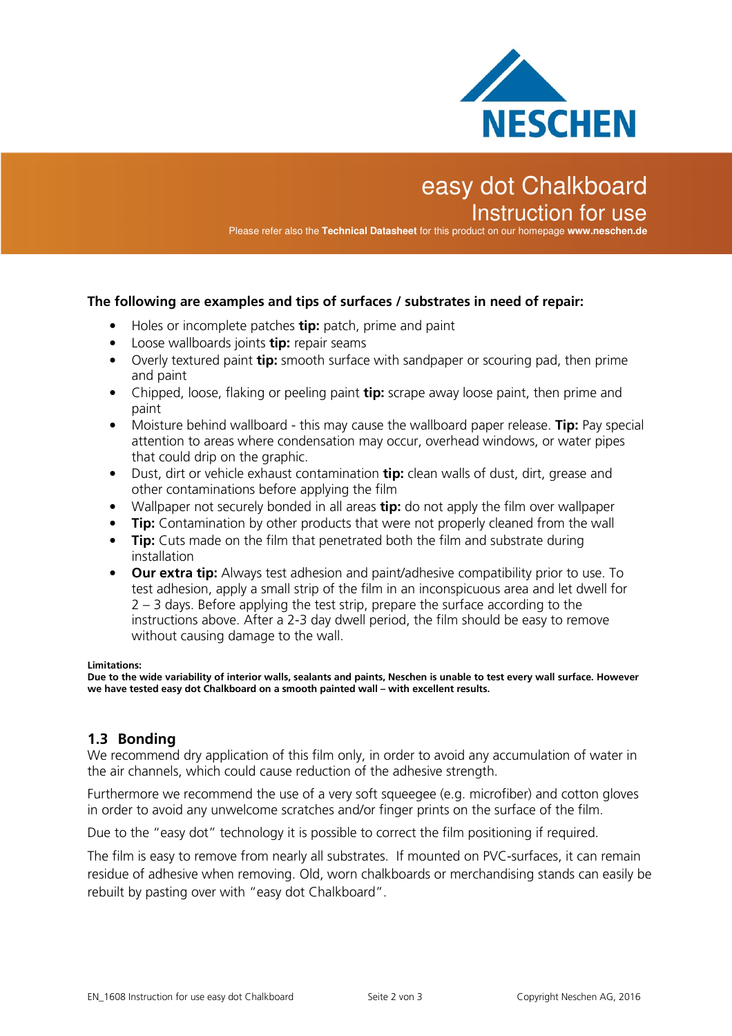**The following are examples and tips of surfaces / substrates in need of repair:**

- Holes or incomplete patches **tip:** patch, prime and paint
- Loose wallboards joints **tip:** repair seams
- Overly textured paint **tip:** smooth surface with sandpaper or scouring pad, then prime and paint
- Chipped, loose, flaking or peeling paint **tip:** scrape away loose paint, then prime and paint
- Moisture behind wallboard - this may cause the wallboard paper release. **Tip:** Pay special attention to areas where condensation may occur, overhead windows, or water pipes that could drip on the graphic.
- Dust, dirt or vehicle exhaust contamination **tip:** clean walls of dust, dirt, grease and other contaminations before applying the film
- Wallpaper not securely bonded in all areas **tip:** do not apply the film over wallpaper
- **Tip:** Contamination by other products that were not properly cleaned from the wall
- **Tip:** Cuts made on the film that penetrated both the film and substrate during installation
- **Our extra tip:** Always test adhesion and paint/adhesive compatibility prior to use. To test adhesion, apply a small strip of the film in an inconspicuous area and let dwell for 2 – 3 days. Before applying the test strip, prepare the surface according to the instructions above. After a 2-3 day dwell period, the film should be easy to remove without causing damage to the wall.

**Limitations:**
**Due to the wide variability of interior walls, sealants and paints, Neschen is unable to test every wall surface. However we have tested easy dot Chalkboard on a smooth painted wall – with excellent results.**

## 1.3 Bonding

We recommend dry application of this film only, in order to avoid any accumulation of water in the air channels, which could cause reduction of the adhesive strength.

Furthermore we recommend the use of a very soft squeegee (e.g. microfiber) and cotton gloves in order to avoid any unwelcome scratches and/or finger prints on the surface of the film.

Due to the "easy dot" technology it is possible to correct the film positioning if required.

The film is easy to remove from nearly all substrates. If mounted on PVC-surfaces, it can remain residue of adhesive when removing. Old, worn chalkboards or merchandising stands can easily be rebuilt by pasting over with "easy dot Chalkboard".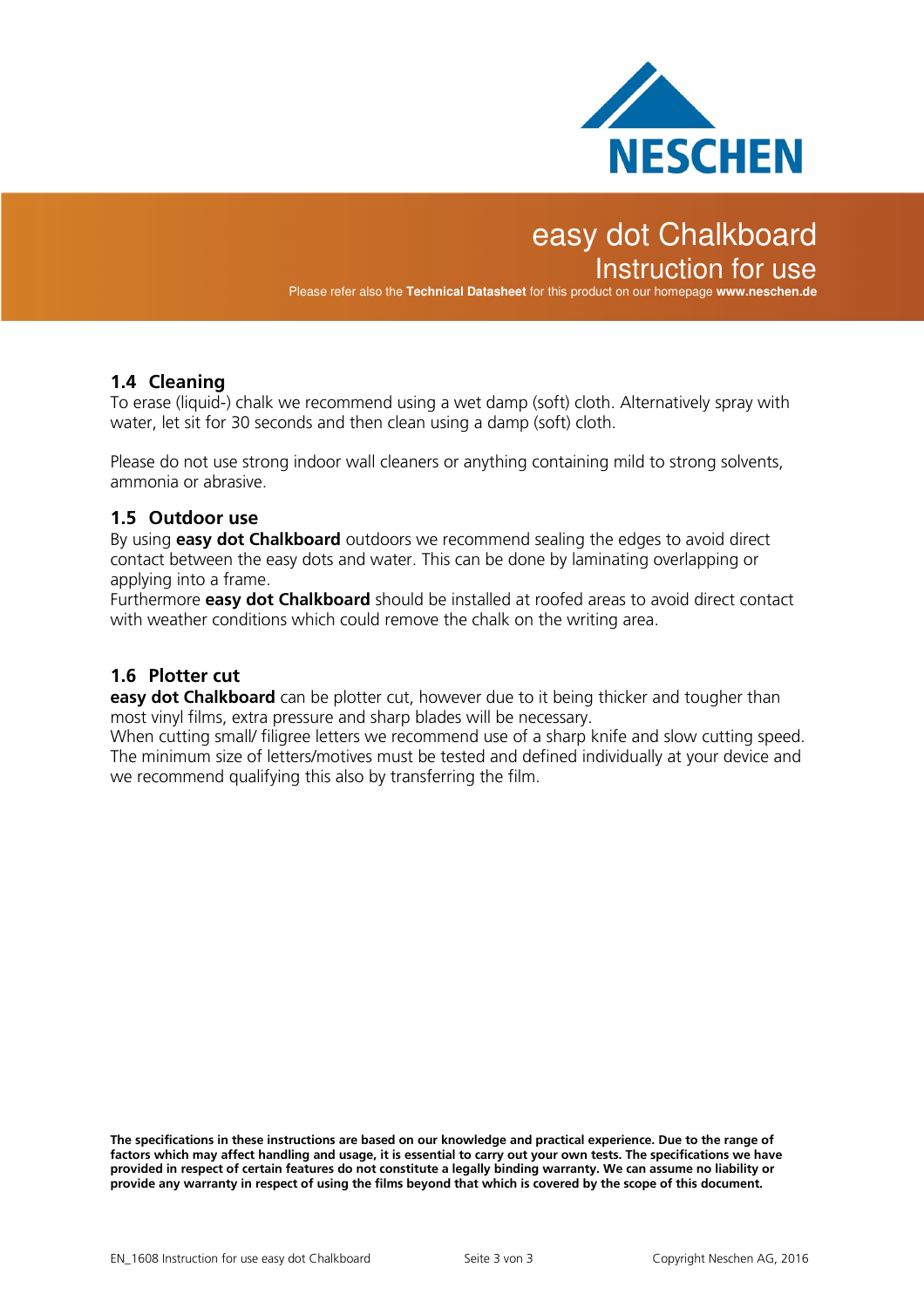# easy dot Chalkboard

## Instruction for use

Please refer also the **Technical Datasheet** for this product on our homepage **www.neschen.de**

### 1.4 Cleaning

To erase (liquid-) chalk we recommend using a wet damp (soft) cloth. Alternatively spray with water, let sit for 30 seconds and then clean using a damp (soft) cloth.

Please do not use strong indoor wall cleaners or anything containing mild to strong solvents, ammonia or abrasive.

### 1.5 Outdoor use

By using **easy dot Chalkboard** outdoors we recommend sealing the edges to avoid direct contact between the easy dots and water. This can be done by laminating overlapping or applying into a frame.
Furthermore **easy dot Chalkboard** should be installed at roofed areas to avoid direct contact with weather conditions which could remove the chalk on the writing area.

### 1.6 Plotter cut

**easy dot Chalkboard** can be plotter cut, however due to it being thicker and tougher than most vinyl films, extra pressure and sharp blades will be necessary.
When cutting small/ filigree letters we recommend use of a sharp knife and slow cutting speed. The minimum size of letters/motives must be tested and defined individually at your device and we recommend qualifying this also by transferring the film.

**The specifications in these instructions are based on our knowledge and practical experience. Due to the range of factors which may affect handling and usage, it is essential to carry out your own tests. The specifications we have provided in respect of certain features do not constitute a legally binding warranty. We can assume no liability or provide any warranty in respect of using the films beyond that which is covered by the scope of this document.**